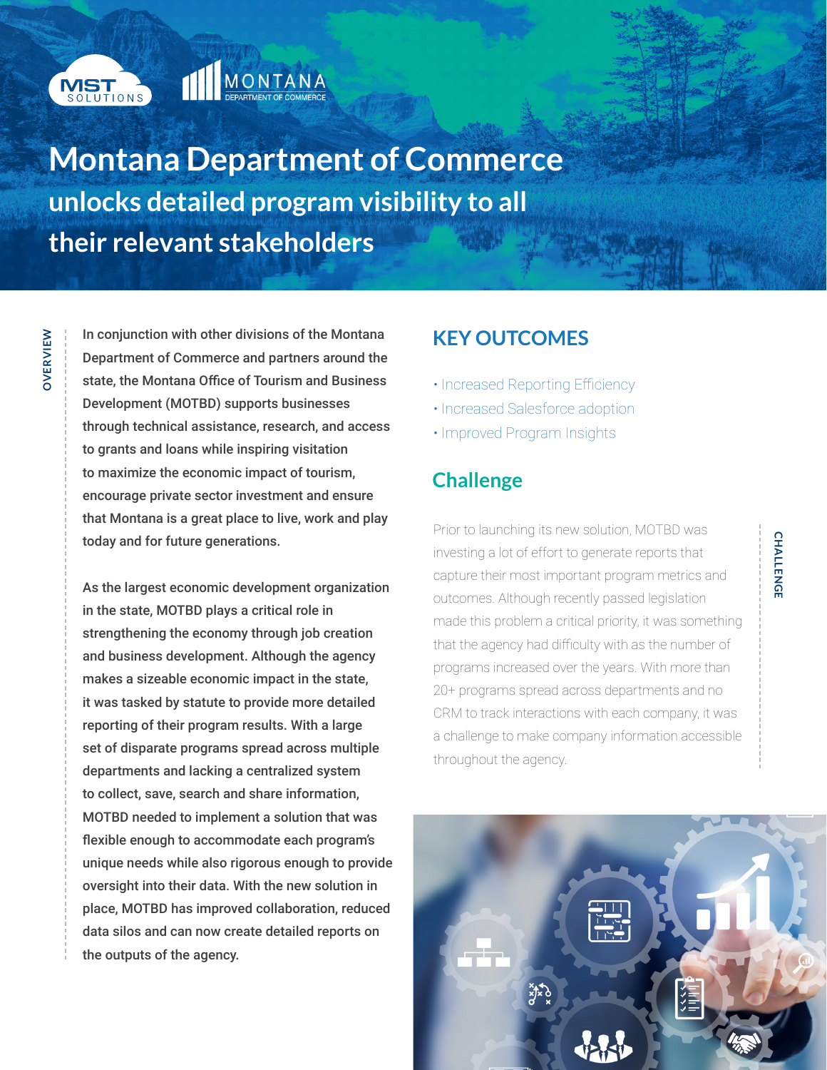# Montana Department of Commerce

## unlocks detailed program visibility to all their relevant stakeholders

### OVERVIEW

In conjunction with other divisions of the Montana Department of Commerce and partners around the state, the Montana Office of Tourism and Business Development (MOTBD) supports businesses through technical assistance, research, and access to grants and loans while inspiring visitation to maximize the economic impact of tourism, encourage private sector investment and ensure that Montana is a great place to live, work and play today and for future generations.

As the largest economic development organization in the state, MOTBD plays a critical role in strengthening the economy through job creation and business development. Although the agency makes a sizeable economic impact in the state, it was tasked by statute to provide more detailed reporting of their program results. With a large set of disparate programs spread across multiple departments and lacking a centralized system to collect, save, search and share information, MOTBD needed to implement a solution that was flexible enough to accommodate each program's unique needs while also rigorous enough to provide oversight into their data. With the new solution in place, MOTBD has improved collaboration, reduced data silos and can now create detailed reports on the outputs of the agency.

## KEY OUTCOMES

- Increased Reporting Efficiency
- Increased Salesforce adoption
- Improved Program Insights

## Challenge

Prior to launching its new solution, MOTBD was investing a lot of effort to generate reports that capture their most important program metrics and outcomes. Although recently passed legislation made this problem a critical priority, it was something that the agency had difficulty with as the number of programs increased over the years. With more than 20+ programs spread across departments and no CRM to track interactions with each company, it was a challenge to make company information accessible throughout the agency.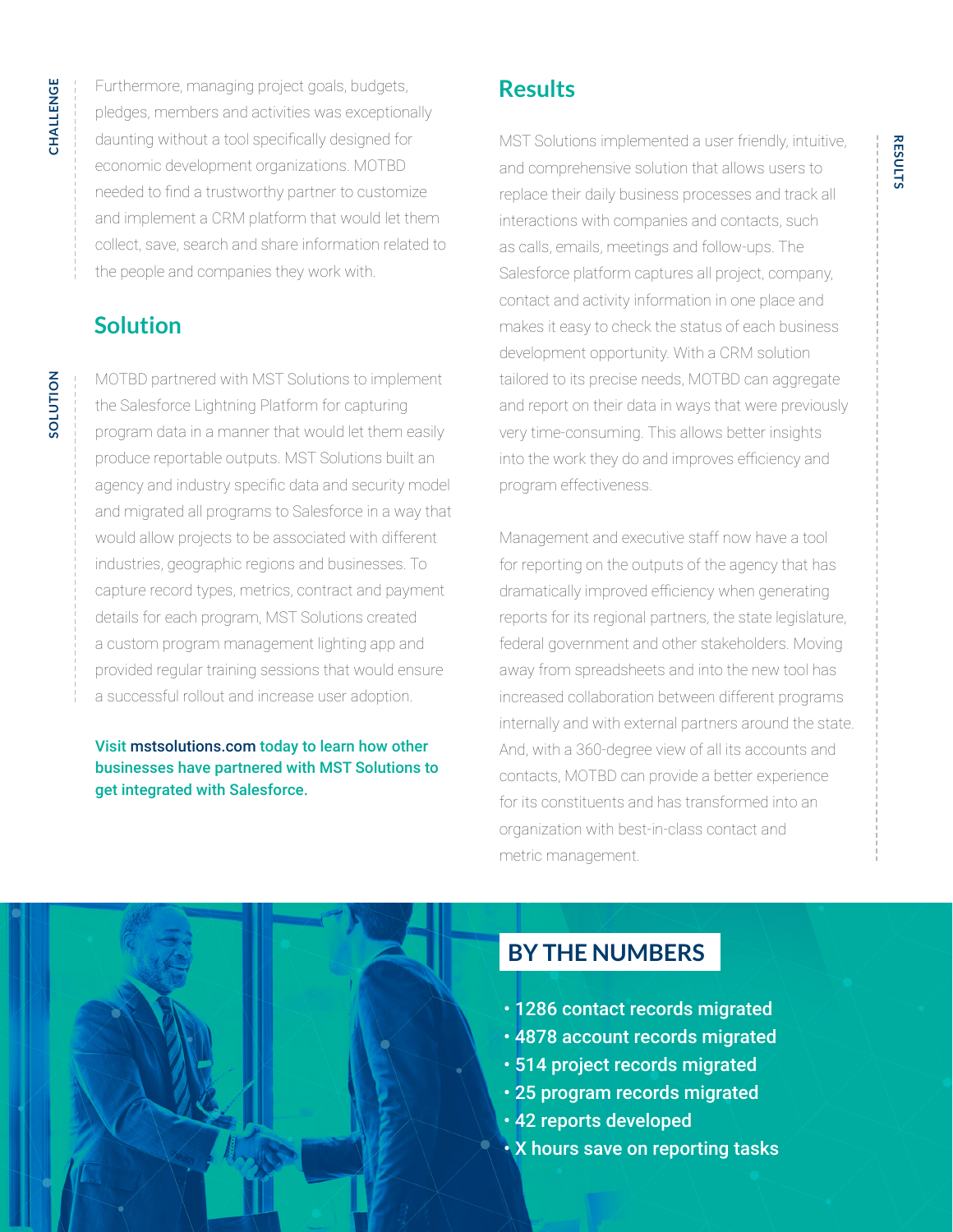CHALLENGE

Furthermore, managing project goals, budgets, pledges, members and activities was exceptionally daunting without a tool specifically designed for economic development organizations. MOTBD needed to find a trustworthy partner to customize and implement a CRM platform that would let them collect, save, search and share information related to the people and companies they work with.

## Solution

SOLUTION

MOTBD partnered with MST Solutions to implement the Salesforce Lightning Platform for capturing program data in a manner that would let them easily produce reportable outputs. MST Solutions built an agency and industry specific data and security model and migrated all programs to Salesforce in a way that would allow projects to be associated with different industries, geographic regions and businesses. To capture record types, metrics, contract and payment details for each program, MST Solutions created a custom program management lighting app and provided regular training sessions that would ensure a successful rollout and increase user adoption.

**Visit mstsolutions.com today to learn how other businesses have partnered with MST Solutions to get integrated with Salesforce.**

## Results

RESULTS

MST Solutions implemented a user friendly, intuitive, and comprehensive solution that allows users to replace their daily business processes and track all interactions with companies and contacts, such as calls, emails, meetings and follow-ups. The Salesforce platform captures all project, company, contact and activity information in one place and makes it easy to check the status of each business development opportunity. With a CRM solution tailored to its precise needs, MOTBD can aggregate and report on their data in ways that were previously very time-consuming. This allows better insights into the work they do and improves efficiency and program effectiveness.

Management and executive staff now have a tool for reporting on the outputs of the agency that has dramatically improved efficiency when generating reports for its regional partners, the state legislature, federal government and other stakeholders. Moving away from spreadsheets and into the new tool has increased collaboration between different programs internally and with external partners around the state. And, with a 360-degree view of all its accounts and contacts, MOTBD can provide a better experience for its constituents and has transformed into an organization with best-in-class contact and metric management.

## BY THE NUMBERS

- 1286 contact records migrated
- 4878 account records migrated
- 514 project records migrated
- 25 program records migrated
- 42 reports developed
- X hours save on reporting tasks